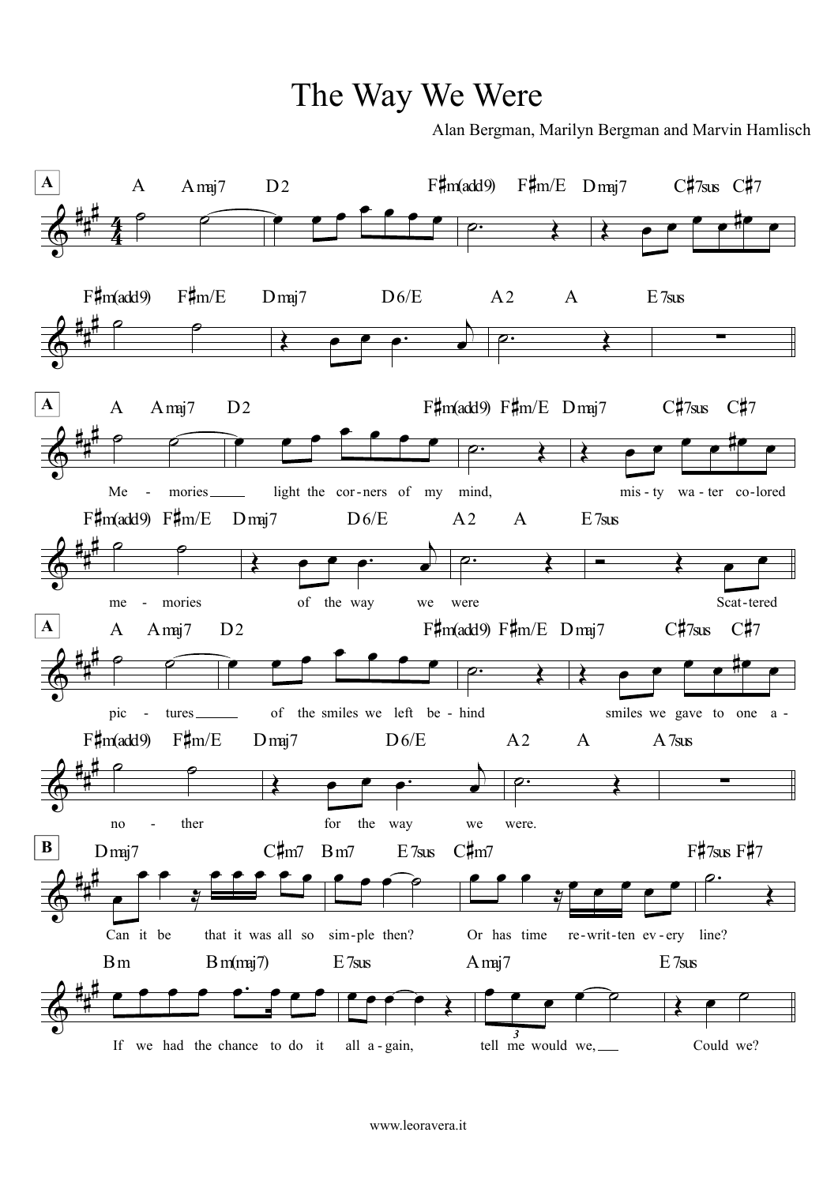# The Way We Were

Alan Bergman, Marilyn Bergman and Marvin Hamlisch

**A**

A Amaj7 D2 F♯m(add9) F♯m/E Dmaj7 C♯7sus C♯7

F♯m(add9) F♯m/E Dmaj7 D6/E A2 A E7sus

**A**

A Amaj7 D2 F♯m(add9) F♯m/E Dmaj7 C♯7sus C♯7

Me - mories light the cor-ners of my mind, mis-ty wa-ter co-lored

F♯m(add9) F♯m/E Dmaj7 D6/E A2 A E7sus

me - mories of the way we were Scat-tered

**A**

A Amaj7 D2 F♯m(add9) F♯m/E Dmaj7 C♯7sus C♯7

pic - tures of the smiles we left be - hind smiles we gave to one a -

F♯m(add9) F♯m/E Dmaj7 D6/E A2 A A7sus

no - ther for the way we were.

**B**

Dmaj7 C♯m7 Bm7 E7sus C♯m7 F♯7sus F♯7

Can it be that it was all so sim-ple then? Or has time re-writ-ten ev-ery line?

Bm Bm(maj7) E7sus Amaj7 E7sus

If we had the chance to do it all a-gain, tell me would we, Could we?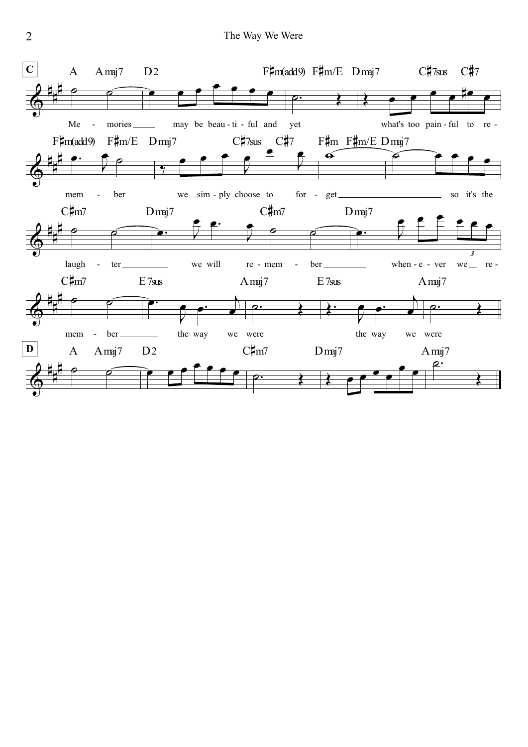**C**

A Amaj7 D2 F♯m(add9) F♯m/E Dmaj7 C♯7sus C♯7

Me - mories may be beau - ti - ful and yet what's too pain - ful to re -

F♯m(add9) F♯m/E Dmaj7 C♯7sus C♯7 F♯m F♯m/E Dmaj7

mem - ber we sim - ply choose to for - get so it's the

C♯m7 Dmaj7 C♯m7 Dmaj7

laugh - ter we will re - mem - ber when - e - ver we re -

C♯m7 E7sus Amaj7 E7sus Amaj7

mem - ber the way we were the way we were

**D**

A Amaj7 D2 C♯m7 Dmaj7 Amaj7